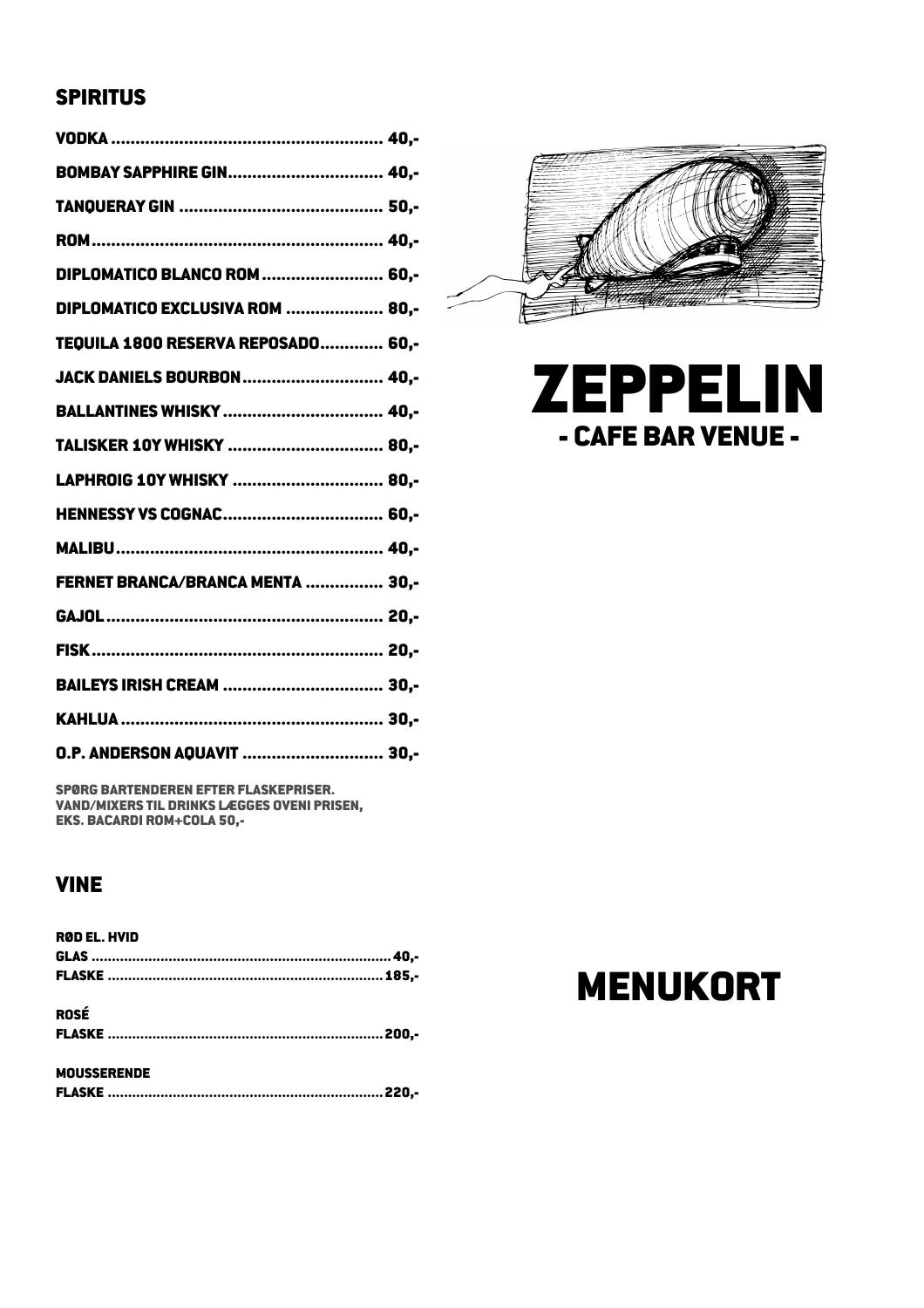## SPIRITUS

| | |
|---|---|
| VODKA | 40,- |
| BOMBAY SAPPHIRE GIN | 40,- |
| TANQUERAY GIN | 50,- |
| ROM | 40,- |
| DIPLOMATICO BLANCO ROM | 60,- |
| DIPLOMATICO EXCLUSIVA ROM | 80,- |
| TEQUILA 1800 RESERVA REPOSADO | 60,- |
| JACK DANIELS BOURBON | 40,- |
| BALLANTINES WHISKY | 40,- |
| TALISKER 10Y WHISKY | 80,- |
| LAPHROIG 10Y WHISKY | 80,- |
| HENNESSY VS COGNAC | 60,- |
| MALIBU | 40,- |
| FERNET BRANCA/BRANCA MENTA | 30,- |
| GAJOL | 20,- |
| FISK | 20,- |
| BAILEYS IRISH CREAM | 30,- |
| KAHLUA | 30,- |
| O.P. ANDERSON AQUAVIT | 30,- |

SPØRG BARTENDEREN EFTER FLASKEPRISER.
VAND/MIXERS TIL DRINKS LÆGGES OVENI PRISEN,
EKS. BACARDI ROM+COLA 50,-

## VINE

**RØD EL. HVID**

| | |
|---|---|
| GLAS | 40,- |
| FLASKE | 185,- |

**ROSÉ**

| | |
|---|---|
| FLASKE | 200,- |

**MOUSSERENDE**

| | |
|---|---|
| FLASKE | 220,- |

# ZEPPELIN

## - CAFE BAR VENUE -

# MENUKORT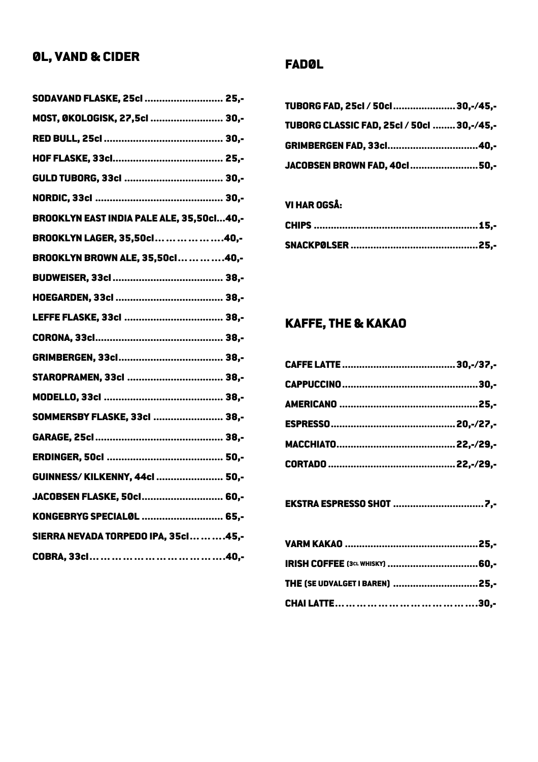## ØL, VAND & CIDER

| | |
|---|---|
| SODAVAND FLASKE, 25cl | 25,- |
| MOST, ØKOLOGISK, 27,5cl | 30,- |
| RED BULL, 25cl | 30,- |
| HOF FLASKE, 33cl | 25,- |
| GULD TUBORG, 33cl | 30,- |
| NORDIC, 33cl | 30,- |
| BROOKLYN EAST INDIA PALE ALE, 35,50cl | 40,- |
| BROOKLYN LAGER, 35,50cl | 40,- |
| BROOKLYN BROWN ALE, 35,50cl | 40,- |
| BUDWEISER, 33cl | 38,- |
| HOEGARDEN, 33cl | 38,- |
| LEFFE FLASKE, 33cl | 38,- |
| CORONA, 33cl | 38,- |
| GRIMBERGEN, 33cl | 38,- |
| STAROPRAMEN, 33cl | 38,- |
| MODELLO, 33cl | 38,- |
| SOMMERSBY FLASKE, 33cl | 38,- |
| GARAGE, 25cl | 38,- |
| ERDINGER, 50cl | 50,- |
| GUINNESS/ KILKENNY, 44cl | 50,- |
| JACOBSEN FLASKE, 50cl | 60,- |
| KONGEBRYG SPECIALØL | 65,- |
| SIERRA NEVADA TORPEDO IPA, 35cl | 45,- |
| COBRA, 33cl | 40,- |

## FADØL

| | |
|---|---|
| TUBORG FAD, 25cl / 50cl | 30,-/45,- |
| TUBORG CLASSIC FAD, 25cl / 50cl | 30,-/45,- |
| GRIMBERGEN FAD, 33cl | 40,- |
| JACOBSEN BROWN FAD, 40cl | 50,- |

**VI HAR OGSÅ:**

| | |
|---|---|
| CHIPS | 15,- |
| SNACKPØLSER | 25,- |

## KAFFE, THE & KAKAO

| | |
|---|---|
| CAFFE LATTE | 30,-/37,- |
| CAPPUCCINO | 30,- |
| AMERICANO | 25,- |
| ESPRESSO | 20,-/27,- |
| MACCHIATO | 22,-/29,- |
| CORTADO | 22,-/29,- |

| | |
|---|---|
| EKSTRA ESPRESSO SHOT | 7,- |

| | |
|---|---|
| VARM KAKAO | 25,- |
| IRISH COFFEE (3CL WHISKY) | 60,- |
| THE (SE UDVALGET I BAREN) | 25,- |
| CHAI LATTE | 30,- |